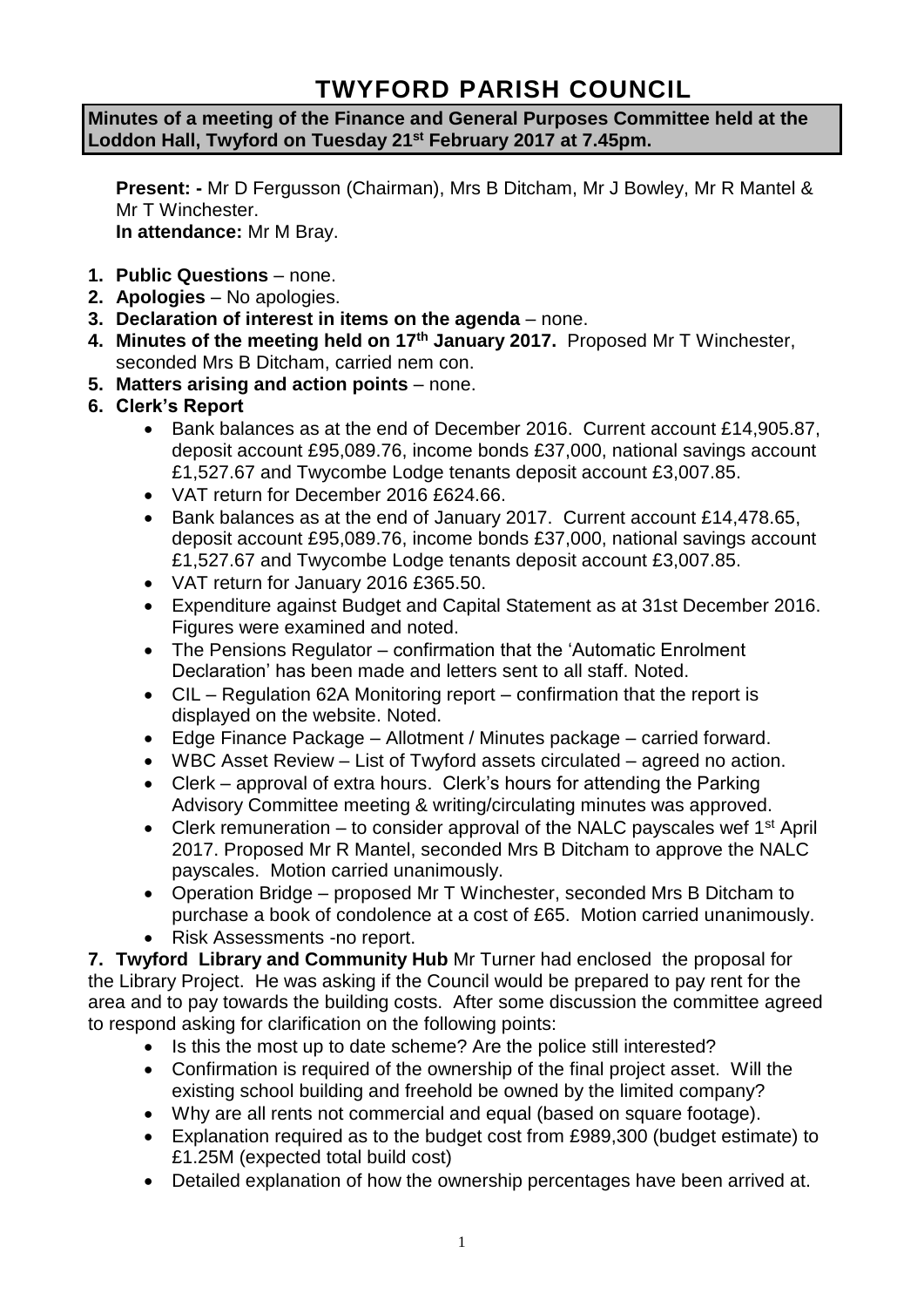# TWYFORD PARISH COUNCIL

**Minutes of a meeting of the Finance and General Purposes Committee held at the Loddon Hall, Twyford on Tuesday 21st February 2017 at 7.45pm.**

**Present: -** Mr D Fergusson (Chairman), Mrs B Ditcham, Mr J Bowley, Mr R Mantel & Mr T Winchester.
**In attendance:** Mr M Bray.

1. **Public Questions** – none.
2. **Apologies** – No apologies.
3. **Declaration of interest in items on the agenda** – none.
4. **Minutes of the meeting held on 17th January 2017.** Proposed Mr T Winchester, seconded Mrs B Ditcham, carried nem con.
5. **Matters arising and action points** – none.
6. **Clerk's Report**
   - Bank balances as at the end of December 2016. Current account £14,905.87, deposit account £95,089.76, income bonds £37,000, national savings account £1,527.67 and Twycombe Lodge tenants deposit account £3,007.85.
   - VAT return for December 2016 £624.66.
   - Bank balances as at the end of January 2017. Current account £14,478.65, deposit account £95,089.76, income bonds £37,000, national savings account £1,527.67 and Twycombe Lodge tenants deposit account £3,007.85.
   - VAT return for January 2016 £365.50.
   - Expenditure against Budget and Capital Statement as at 31st December 2016. Figures were examined and noted.
   - The Pensions Regulator – confirmation that the 'Automatic Enrolment Declaration' has been made and letters sent to all staff. Noted.
   - CIL – Regulation 62A Monitoring report – confirmation that the report is displayed on the website. Noted.
   - Edge Finance Package – Allotment / Minutes package – carried forward.
   - WBC Asset Review – List of Twyford assets circulated – agreed no action.
   - Clerk – approval of extra hours. Clerk's hours for attending the Parking Advisory Committee meeting & writing/circulating minutes was approved.
   - Clerk remuneration – to consider approval of the NALC payscales wef 1st April 2017. Proposed Mr R Mantel, seconded Mrs B Ditcham to approve the NALC payscales. Motion carried unanimously.
   - Operation Bridge – proposed Mr T Winchester, seconded Mrs B Ditcham to purchase a book of condolence at a cost of £65. Motion carried unanimously.
   - Risk Assessments -no report.

**7. Twyford Library and Community Hub** Mr Turner had enclosed the proposal for the Library Project. He was asking if the Council would be prepared to pay rent for the area and to pay towards the building costs. After some discussion the committee agreed to respond asking for clarification on the following points:

- Is this the most up to date scheme? Are the police still interested?
- Confirmation is required of the ownership of the final project asset. Will the existing school building and freehold be owned by the limited company?
- Why are all rents not commercial and equal (based on square footage).
- Explanation required as to the budget cost from £989,300 (budget estimate) to £1.25M (expected total build cost)
- Detailed explanation of how the ownership percentages have been arrived at.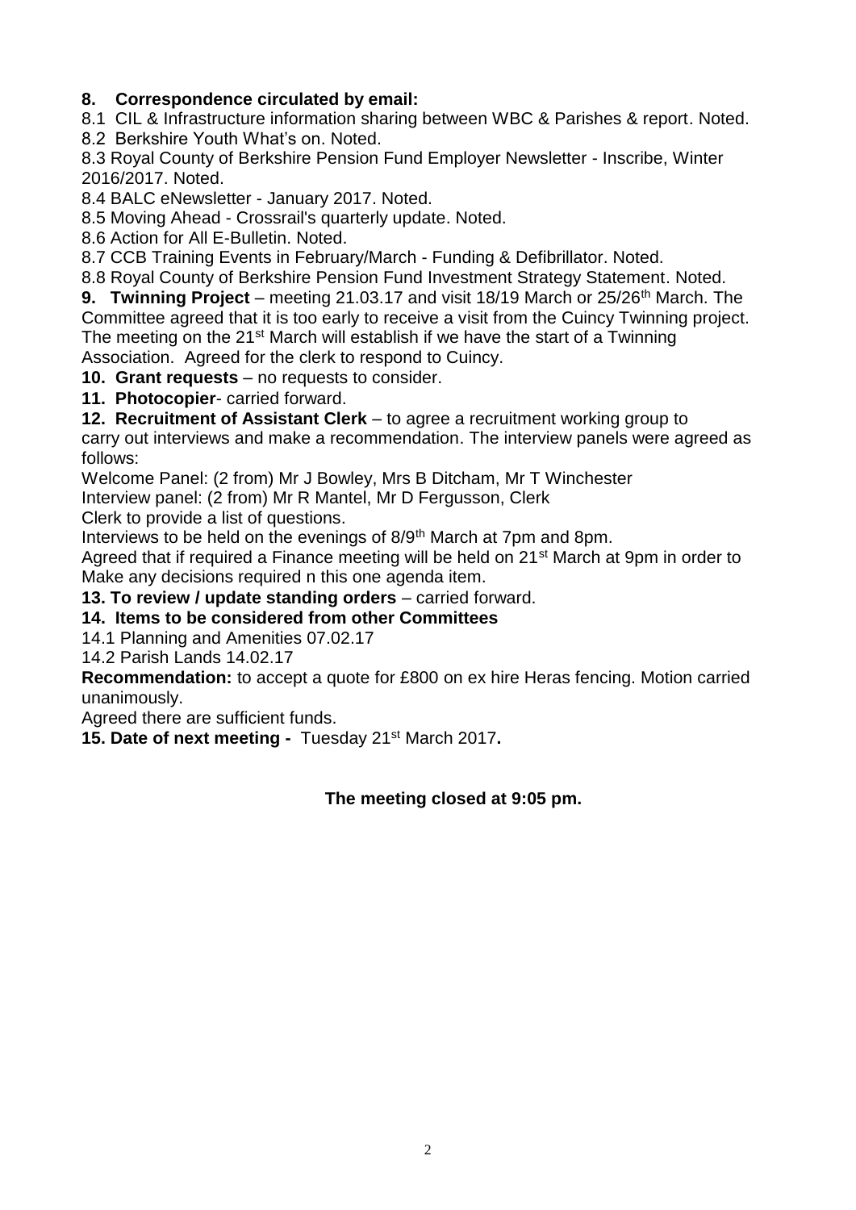**8. Correspondence circulated by email:**

8.1 CIL & Infrastructure information sharing between WBC & Parishes & report. Noted.

8.2 Berkshire Youth What's on. Noted.

8.3 Royal County of Berkshire Pension Fund Employer Newsletter - Inscribe, Winter 2016/2017. Noted.

8.4 BALC eNewsletter - January 2017. Noted.

8.5 Moving Ahead - Crossrail's quarterly update. Noted.

8.6 Action for All E-Bulletin. Noted.

8.7 CCB Training Events in February/March - Funding & Defibrillator. Noted.

8.8 Royal County of Berkshire Pension Fund Investment Strategy Statement. Noted.

**9. Twinning Project** – meeting 21.03.17 and visit 18/19 March or 25/26th March. The Committee agreed that it is too early to receive a visit from the Cuincy Twinning project. The meeting on the 21st March will establish if we have the start of a Twinning Association. Agreed for the clerk to respond to Cuincy.

**10. Grant requests** – no requests to consider.

**11. Photocopier**- carried forward.

**12. Recruitment of Assistant Clerk** – to agree a recruitment working group to carry out interviews and make a recommendation. The interview panels were agreed as follows:

Welcome Panel: (2 from) Mr J Bowley, Mrs B Ditcham, Mr T Winchester

Interview panel: (2 from) Mr R Mantel, Mr D Fergusson, Clerk

Clerk to provide a list of questions.

Interviews to be held on the evenings of 8/9th March at 7pm and 8pm.

Agreed that if required a Finance meeting will be held on 21st March at 9pm in order to Make any decisions required n this one agenda item.

**13. To review / update standing orders** – carried forward.

**14. Items to be considered from other Committees**

14.1 Planning and Amenities 07.02.17

14.2 Parish Lands 14.02.17

**Recommendation:** to accept a quote for £800 on ex hire Heras fencing. Motion carried unanimously.

Agreed there are sufficient funds.

**15. Date of next meeting -** Tuesday 21st March 2017**.**

**The meeting closed at 9:05 pm.**